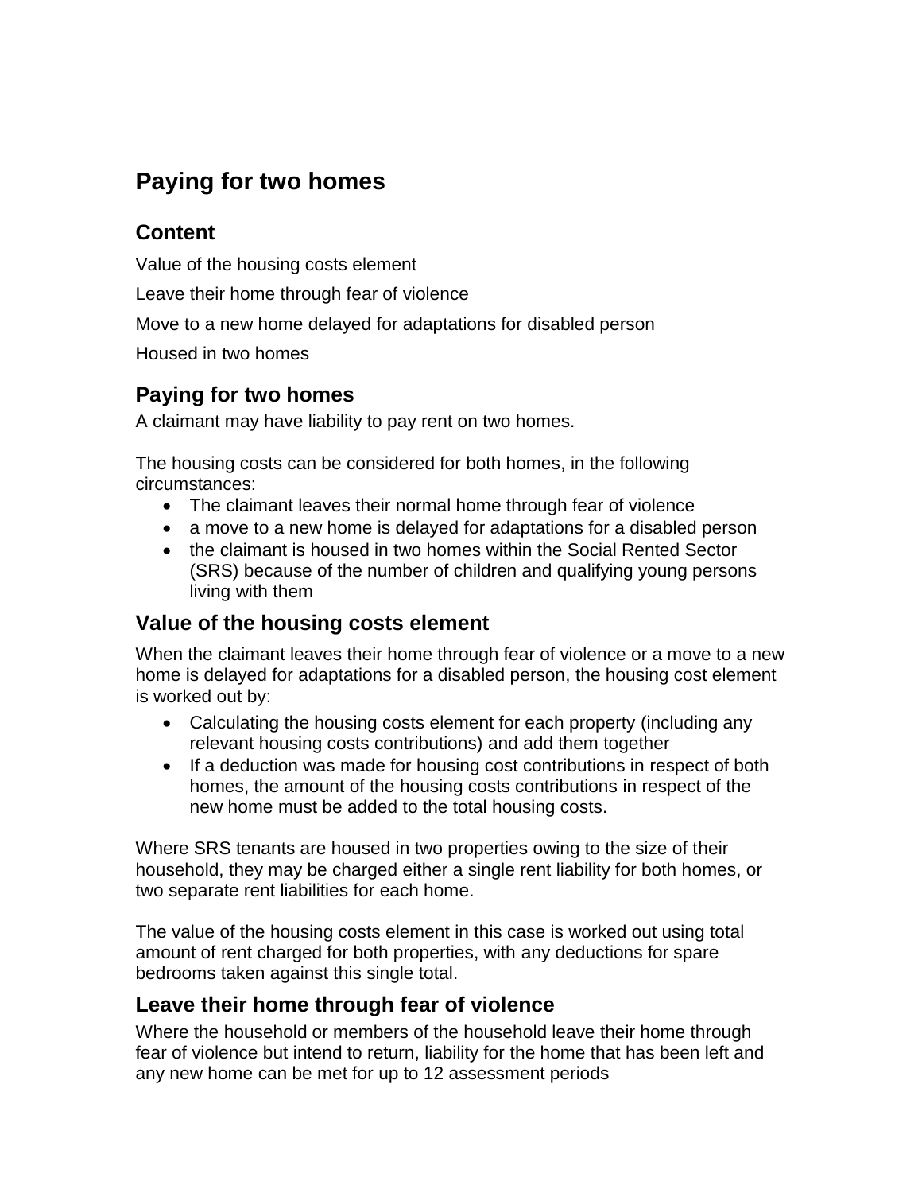# Paying for two homes

## Content

Value of the housing costs element

Leave their home through fear of violence

Move to a new home delayed for adaptations for disabled person

Housed in two homes

## Paying for two homes

A claimant may have liability to pay rent on two homes.

The housing costs can be considered for both homes, in the following circumstances:

- The claimant leaves their normal home through fear of violence
- a move to a new home is delayed for adaptations for a disabled person
- the claimant is housed in two homes within the Social Rented Sector (SRS) because of the number of children and qualifying young persons living with them

## Value of the housing costs element

When the claimant leaves their home through fear of violence or a move to a new home is delayed for adaptations for a disabled person, the housing cost element is worked out by:

- Calculating the housing costs element for each property (including any relevant housing costs contributions) and add them together
- If a deduction was made for housing cost contributions in respect of both homes, the amount of the housing costs contributions in respect of the new home must be added to the total housing costs.

Where SRS tenants are housed in two properties owing to the size of their household, they may be charged either a single rent liability for both homes, or two separate rent liabilities for each home.

The value of the housing costs element in this case is worked out using total amount of rent charged for both properties, with any deductions for spare bedrooms taken against this single total.

## Leave their home through fear of violence

Where the household or members of the household leave their home through fear of violence but intend to return, liability for the home that has been left and any new home can be met for up to 12 assessment periods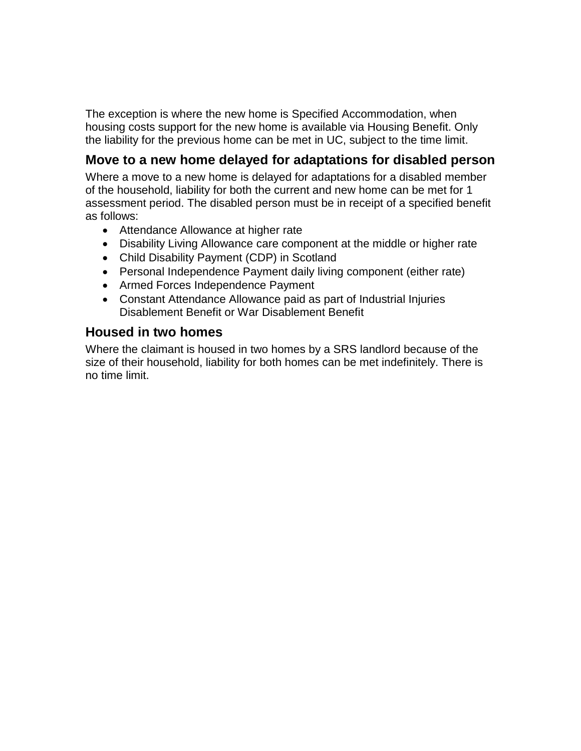The exception is where the new home is Specified Accommodation, when housing costs support for the new home is available via Housing Benefit. Only the liability for the previous home can be met in UC, subject to the time limit.

## Move to a new home delayed for adaptations for disabled person

Where a move to a new home is delayed for adaptations for a disabled member of the household, liability for both the current and new home can be met for 1 assessment period. The disabled person must be in receipt of a specified benefit as follows:

- Attendance Allowance at higher rate
- Disability Living Allowance care component at the middle or higher rate
- Child Disability Payment (CDP) in Scotland
- Personal Independence Payment daily living component (either rate)
- Armed Forces Independence Payment
- Constant Attendance Allowance paid as part of Industrial Injuries Disablement Benefit or War Disablement Benefit

## Housed in two homes

Where the claimant is housed in two homes by a SRS landlord because of the size of their household, liability for both homes can be met indefinitely. There is no time limit.